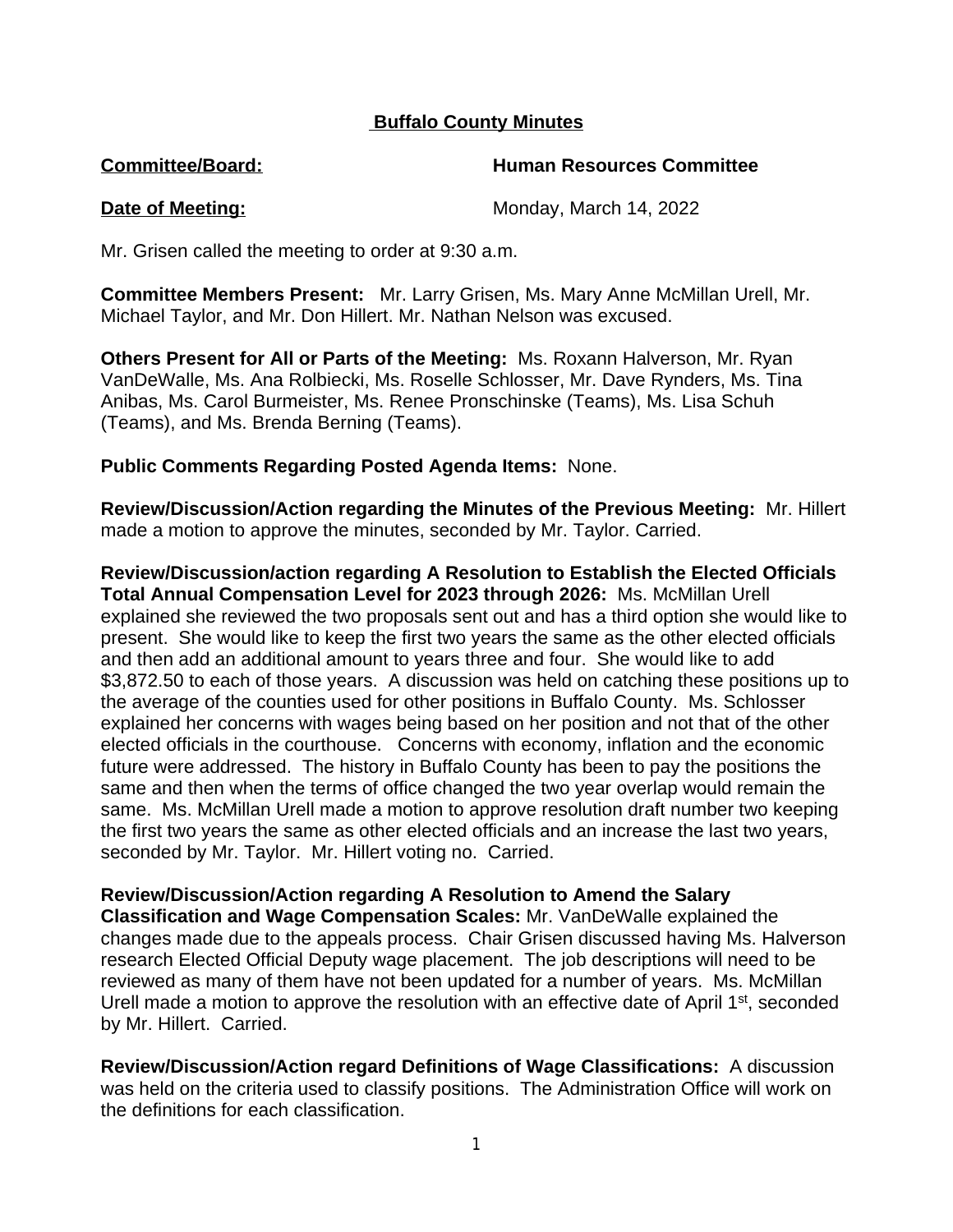# Buffalo County Minutes

**Committee/Board:** **Human Resources Committee**

**Date of Meeting:** Monday, March 14, 2022

Mr. Grisen called the meeting to order at 9:30 a.m.

**Committee Members Present:** Mr. Larry Grisen, Ms. Mary Anne McMillan Urell, Mr. Michael Taylor, and Mr. Don Hillert. Mr. Nathan Nelson was excused.

**Others Present for All or Parts of the Meeting:** Ms. Roxann Halverson, Mr. Ryan VanDeWalle, Ms. Ana Rolbiecki, Ms. Roselle Schlosser, Mr. Dave Rynders, Ms. Tina Anibas, Ms. Carol Burmeister, Ms. Renee Pronschinske (Teams), Ms. Lisa Schuh (Teams), and Ms. Brenda Berning (Teams).

**Public Comments Regarding Posted Agenda Items:** None.

**Review/Discussion/Action regarding the Minutes of the Previous Meeting:** Mr. Hillert made a motion to approve the minutes, seconded by Mr. Taylor. Carried.

**Review/Discussion/action regarding A Resolution to Establish the Elected Officials Total Annual Compensation Level for 2023 through 2026:** Ms. McMillan Urell explained she reviewed the two proposals sent out and has a third option she would like to present. She would like to keep the first two years the same as the other elected officials and then add an additional amount to years three and four. She would like to add $3,872.50 to each of those years. A discussion was held on catching these positions up to the average of the counties used for other positions in Buffalo County. Ms. Schlosser explained her concerns with wages being based on her position and not that of the other elected officials in the courthouse. Concerns with economy, inflation and the economic future were addressed. The history in Buffalo County has been to pay the positions the same and then when the terms of office changed the two year overlap would remain the same. Ms. McMillan Urell made a motion to approve resolution draft number two keeping the first two years the same as other elected officials and an increase the last two years, seconded by Mr. Taylor. Mr. Hillert voting no. Carried.

**Review/Discussion/Action regarding A Resolution to Amend the Salary Classification and Wage Compensation Scales:** Mr. VanDeWalle explained the changes made due to the appeals process. Chair Grisen discussed having Ms. Halverson research Elected Official Deputy wage placement. The job descriptions will need to be reviewed as many of them have not been updated for a number of years. Ms. McMillan Urell made a motion to approve the resolution with an effective date of April 1st, seconded by Mr. Hillert. Carried.

**Review/Discussion/Action regard Definitions of Wage Classifications:** A discussion was held on the criteria used to classify positions. The Administration Office will work on the definitions for each classification.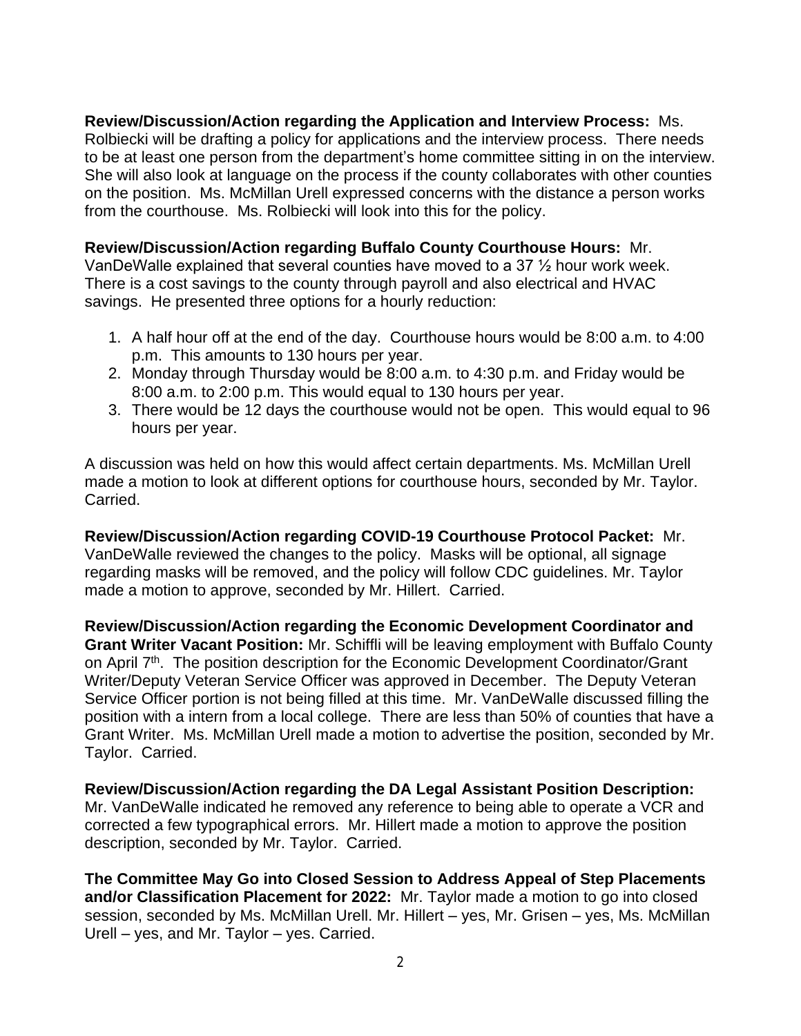**Review/Discussion/Action regarding the Application and Interview Process:** Ms. Rolbiecki will be drafting a policy for applications and the interview process. There needs to be at least one person from the department's home committee sitting in on the interview. She will also look at language on the process if the county collaborates with other counties on the position. Ms. McMillan Urell expressed concerns with the distance a person works from the courthouse. Ms. Rolbiecki will look into this for the policy.

**Review/Discussion/Action regarding Buffalo County Courthouse Hours:** Mr. VanDeWalle explained that several counties have moved to a 37 ½ hour work week. There is a cost savings to the county through payroll and also electrical and HVAC savings. He presented three options for a hourly reduction:

1. A half hour off at the end of the day. Courthouse hours would be 8:00 a.m. to 4:00 p.m. This amounts to 130 hours per year.
2. Monday through Thursday would be 8:00 a.m. to 4:30 p.m. and Friday would be 8:00 a.m. to 2:00 p.m. This would equal to 130 hours per year.
3. There would be 12 days the courthouse would not be open. This would equal to 96 hours per year.

A discussion was held on how this would affect certain departments. Ms. McMillan Urell made a motion to look at different options for courthouse hours, seconded by Mr. Taylor. Carried.

**Review/Discussion/Action regarding COVID-19 Courthouse Protocol Packet:** Mr. VanDeWalle reviewed the changes to the policy. Masks will be optional, all signage regarding masks will be removed, and the policy will follow CDC guidelines. Mr. Taylor made a motion to approve, seconded by Mr. Hillert. Carried.

**Review/Discussion/Action regarding the Economic Development Coordinator and Grant Writer Vacant Position:** Mr. Schiffli will be leaving employment with Buffalo County on April 7th. The position description for the Economic Development Coordinator/Grant Writer/Deputy Veteran Service Officer was approved in December. The Deputy Veteran Service Officer portion is not being filled at this time. Mr. VanDeWalle discussed filling the position with a intern from a local college. There are less than 50% of counties that have a Grant Writer. Ms. McMillan Urell made a motion to advertise the position, seconded by Mr. Taylor. Carried.

**Review/Discussion/Action regarding the DA Legal Assistant Position Description:** Mr. VanDeWalle indicated he removed any reference to being able to operate a VCR and corrected a few typographical errors. Mr. Hillert made a motion to approve the position description, seconded by Mr. Taylor. Carried.

**The Committee May Go into Closed Session to Address Appeal of Step Placements and/or Classification Placement for 2022:** Mr. Taylor made a motion to go into closed session, seconded by Ms. McMillan Urell. Mr. Hillert – yes, Mr. Grisen – yes, Ms. McMillan Urell – yes, and Mr. Taylor – yes. Carried.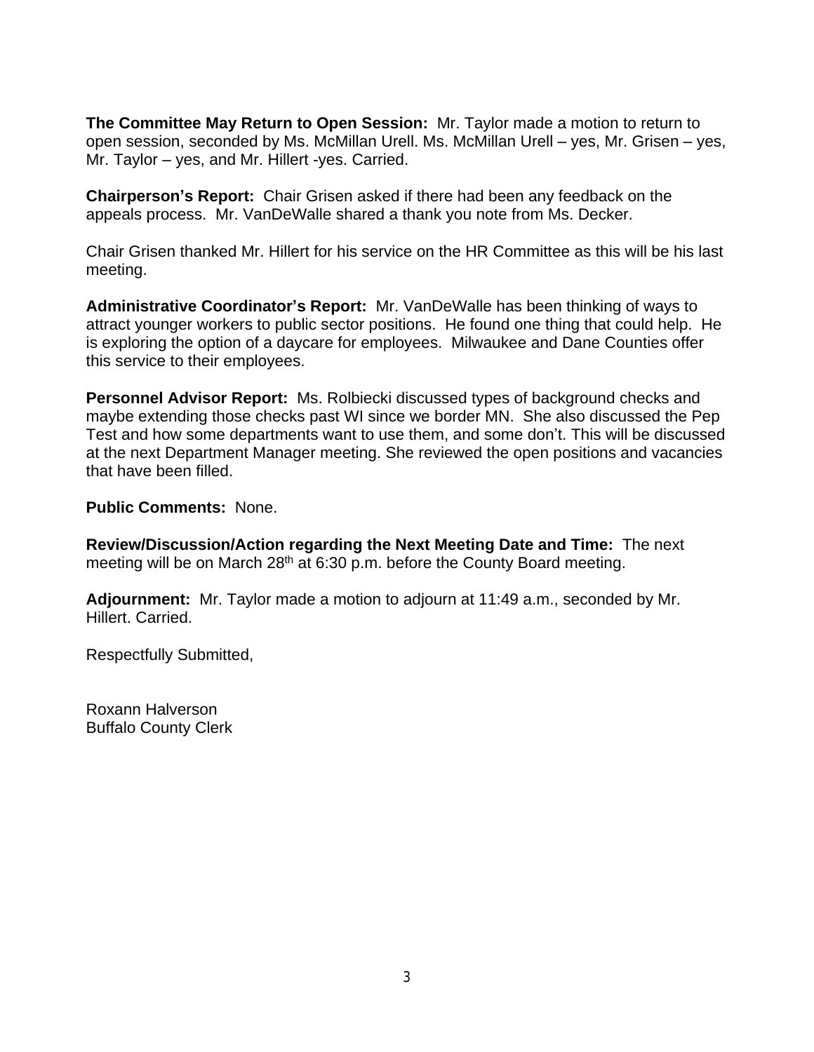**The Committee May Return to Open Session:** Mr. Taylor made a motion to return to open session, seconded by Ms. McMillan Urell. Ms. McMillan Urell – yes, Mr. Grisen – yes, Mr. Taylor – yes, and Mr. Hillert -yes. Carried.

**Chairperson's Report:** Chair Grisen asked if there had been any feedback on the appeals process. Mr. VanDeWalle shared a thank you note from Ms. Decker.

Chair Grisen thanked Mr. Hillert for his service on the HR Committee as this will be his last meeting.

**Administrative Coordinator's Report:** Mr. VanDeWalle has been thinking of ways to attract younger workers to public sector positions. He found one thing that could help. He is exploring the option of a daycare for employees. Milwaukee and Dane Counties offer this service to their employees.

**Personnel Advisor Report:** Ms. Rolbiecki discussed types of background checks and maybe extending those checks past WI since we border MN. She also discussed the Pep Test and how some departments want to use them, and some don't. This will be discussed at the next Department Manager meeting. She reviewed the open positions and vacancies that have been filled.

**Public Comments:** None.

**Review/Discussion/Action regarding the Next Meeting Date and Time:** The next meeting will be on March 28th at 6:30 p.m. before the County Board meeting.

**Adjournment:** Mr. Taylor made a motion to adjourn at 11:49 a.m., seconded by Mr. Hillert. Carried.

Respectfully Submitted,

Roxann Halverson
Buffalo County Clerk